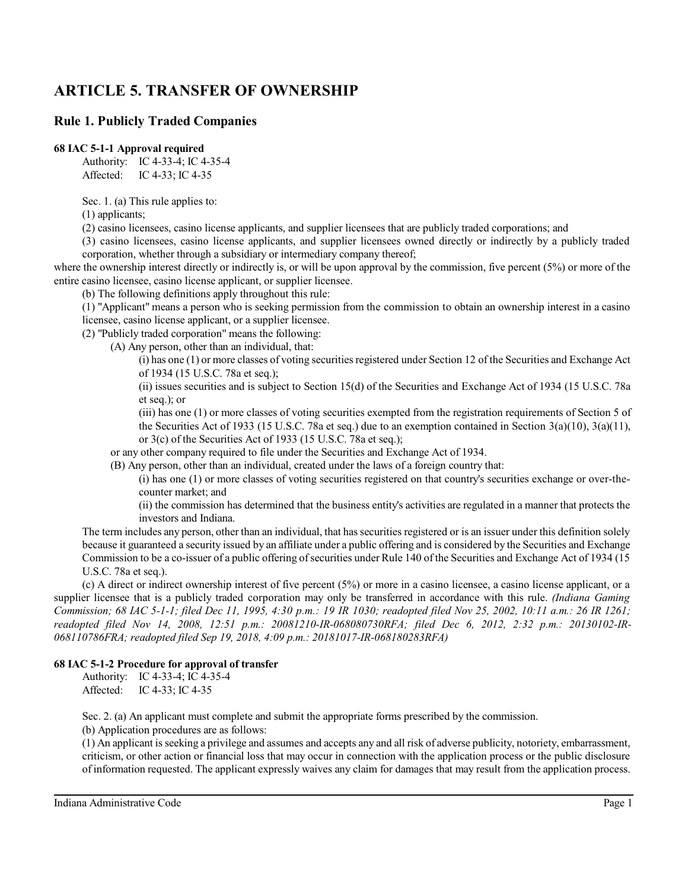# ARTICLE 5. TRANSFER OF OWNERSHIP

## Rule 1. Publicly Traded Companies

**68 IAC 5-1-1 Approval required**

Authority: IC 4-33-4; IC 4-35-4
Affected: IC 4-33; IC 4-35

Sec. 1. (a) This rule applies to:

(1) applicants;

(2) casino licensees, casino license applicants, and supplier licensees that are publicly traded corporations; and

(3) casino licensees, casino license applicants, and supplier licensees owned directly or indirectly by a publicly traded corporation, whether through a subsidiary or intermediary company thereof;

where the ownership interest directly or indirectly is, or will be upon approval by the commission, five percent (5%) or more of the entire casino licensee, casino license applicant, or supplier licensee.

(b) The following definitions apply throughout this rule:

(1) "Applicant" means a person who is seeking permission from the commission to obtain an ownership interest in a casino licensee, casino license applicant, or a supplier licensee.

(2) "Publicly traded corporation" means the following:

(A) Any person, other than an individual, that:

(i) has one (1) or more classes of voting securities registered under Section 12 of the Securities and Exchange Act of 1934 (15 U.S.C. 78a et seq.);

(ii) issues securities and is subject to Section 15(d) of the Securities and Exchange Act of 1934 (15 U.S.C. 78a et seq.); or

(iii) has one (1) or more classes of voting securities exempted from the registration requirements of Section 5 of the Securities Act of 1933 (15 U.S.C. 78a et seq.) due to an exemption contained in Section 3(a)(10), 3(a)(11), or 3(c) of the Securities Act of 1933 (15 U.S.C. 78a et seq.);

or any other company required to file under the Securities and Exchange Act of 1934.

(B) Any person, other than an individual, created under the laws of a foreign country that:

(i) has one (1) or more classes of voting securities registered on that country's securities exchange or over-the-counter market; and

(ii) the commission has determined that the business entity's activities are regulated in a manner that protects the investors and Indiana.

The term includes any person, other than an individual, that has securities registered or is an issuer under this definition solely because it guaranteed a security issued by an affiliate under a public offering and is considered by the Securities and Exchange Commission to be a co-issuer of a public offering of securities under Rule 140 of the Securities and Exchange Act of 1934 (15 U.S.C. 78a et seq.).

(c) A direct or indirect ownership interest of five percent (5%) or more in a casino licensee, a casino license applicant, or a supplier licensee that is a publicly traded corporation may only be transferred in accordance with this rule. *(Indiana Gaming Commission; 68 IAC 5-1-1; filed Dec 11, 1995, 4:30 p.m.: 19 IR 1030; readopted filed Nov 25, 2002, 10:11 a.m.: 26 IR 1261; readopted filed Nov 14, 2008, 12:51 p.m.: 20081210-IR-068080730RFA; filed Dec 6, 2012, 2:32 p.m.: 20130102-IR-068110786FRA; readopted filed Sep 19, 2018, 4:09 p.m.: 20181017-IR-068180283RFA)*

**68 IAC 5-1-2 Procedure for approval of transfer**

Authority: IC 4-33-4; IC 4-35-4
Affected: IC 4-33; IC 4-35

Sec. 2. (a) An applicant must complete and submit the appropriate forms prescribed by the commission.

(b) Application procedures are as follows:

(1) An applicant is seeking a privilege and assumes and accepts any and all risk of adverse publicity, notoriety, embarrassment, criticism, or other action or financial loss that may occur in connection with the application process or the public disclosure of information requested. The applicant expressly waives any claim for damages that may result from the application process.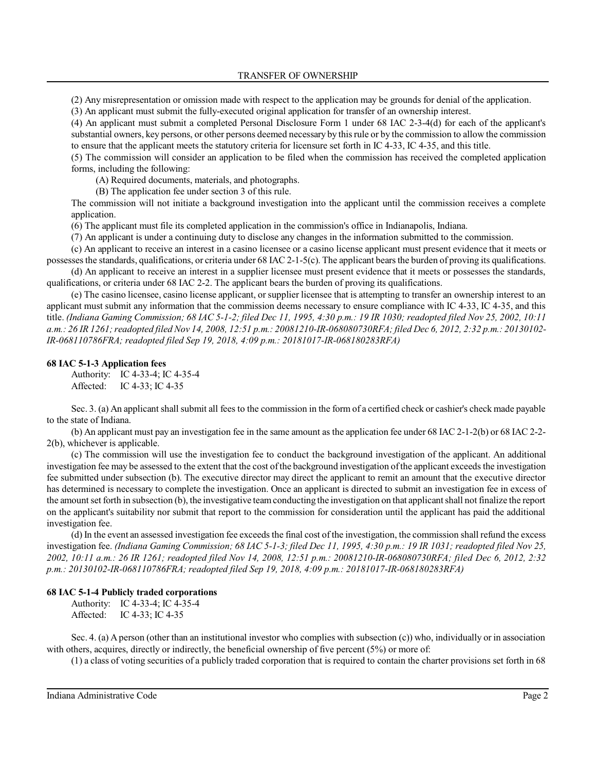(2) Any misrepresentation or omission made with respect to the application may be grounds for denial of the application.

(3) An applicant must submit the fully-executed original application for transfer of an ownership interest.

(4) An applicant must submit a completed Personal Disclosure Form 1 under 68 IAC 2-3-4(d) for each of the applicant's substantial owners, key persons, or other persons deemed necessary by this rule or by the commission to allow the commission to ensure that the applicant meets the statutory criteria for licensure set forth in IC 4-33, IC 4-35, and this title.

(5) The commission will consider an application to be filed when the commission has received the completed application forms, including the following:

(A) Required documents, materials, and photographs.

(B) The application fee under section 3 of this rule.

The commission will not initiate a background investigation into the applicant until the commission receives a complete application.

(6) The applicant must file its completed application in the commission's office in Indianapolis, Indiana.

(7) An applicant is under a continuing duty to disclose any changes in the information submitted to the commission.

(c) An applicant to receive an interest in a casino licensee or a casino license applicant must present evidence that it meets or possesses the standards, qualifications, or criteria under 68 IAC 2-1-5(c). The applicant bears the burden of proving its qualifications.

(d) An applicant to receive an interest in a supplier licensee must present evidence that it meets or possesses the standards, qualifications, or criteria under 68 IAC 2-2. The applicant bears the burden of proving its qualifications.

(e) The casino licensee, casino license applicant, or supplier licensee that is attempting to transfer an ownership interest to an applicant must submit any information that the commission deems necessary to ensure compliance with IC 4-33, IC 4-35, and this title. *(Indiana Gaming Commission; 68 IAC 5-1-2; filed Dec 11, 1995, 4:30 p.m.: 19 IR 1030; readopted filed Nov 25, 2002, 10:11 a.m.: 26 IR 1261; readopted filed Nov 14, 2008, 12:51 p.m.: 20081210-IR-068080730RFA; filed Dec 6, 2012, 2:32 p.m.: 20130102-IR-068110786FRA; readopted filed Sep 19, 2018, 4:09 p.m.: 20181017-IR-068180283RFA)*

### 68 IAC 5-1-3 Application fees

Authority: IC 4-33-4; IC 4-35-4
Affected: IC 4-33; IC 4-35

Sec. 3. (a) An applicant shall submit all fees to the commission in the form of a certified check or cashier's check made payable to the state of Indiana.

(b) An applicant must pay an investigation fee in the same amount as the application fee under 68 IAC 2-1-2(b) or 68 IAC 2-2-2(b), whichever is applicable.

(c) The commission will use the investigation fee to conduct the background investigation of the applicant. An additional investigation fee may be assessed to the extent that the cost of the background investigation of the applicant exceeds the investigation fee submitted under subsection (b). The executive director may direct the applicant to remit an amount that the executive director has determined is necessary to complete the investigation. Once an applicant is directed to submit an investigation fee in excess of the amount set forth in subsection (b), the investigative team conducting the investigation on that applicant shall not finalize the report on the applicant's suitability nor submit that report to the commission for consideration until the applicant has paid the additional investigation fee.

(d) In the event an assessed investigation fee exceeds the final cost of the investigation, the commission shall refund the excess investigation fee. *(Indiana Gaming Commission; 68 IAC 5-1-3; filed Dec 11, 1995, 4:30 p.m.: 19 IR 1031; readopted filed Nov 25, 2002, 10:11 a.m.: 26 IR 1261; readopted filed Nov 14, 2008, 12:51 p.m.: 20081210-IR-068080730RFA; filed Dec 6, 2012, 2:32 p.m.: 20130102-IR-068110786FRA; readopted filed Sep 19, 2018, 4:09 p.m.: 20181017-IR-068180283RFA)*

### 68 IAC 5-1-4 Publicly traded corporations

Authority: IC 4-33-4; IC 4-35-4
Affected: IC 4-33; IC 4-35

Sec. 4. (a) A person (other than an institutional investor who complies with subsection (c)) who, individually or in association with others, acquires, directly or indirectly, the beneficial ownership of five percent (5%) or more of:

(1) a class of voting securities of a publicly traded corporation that is required to contain the charter provisions set forth in 68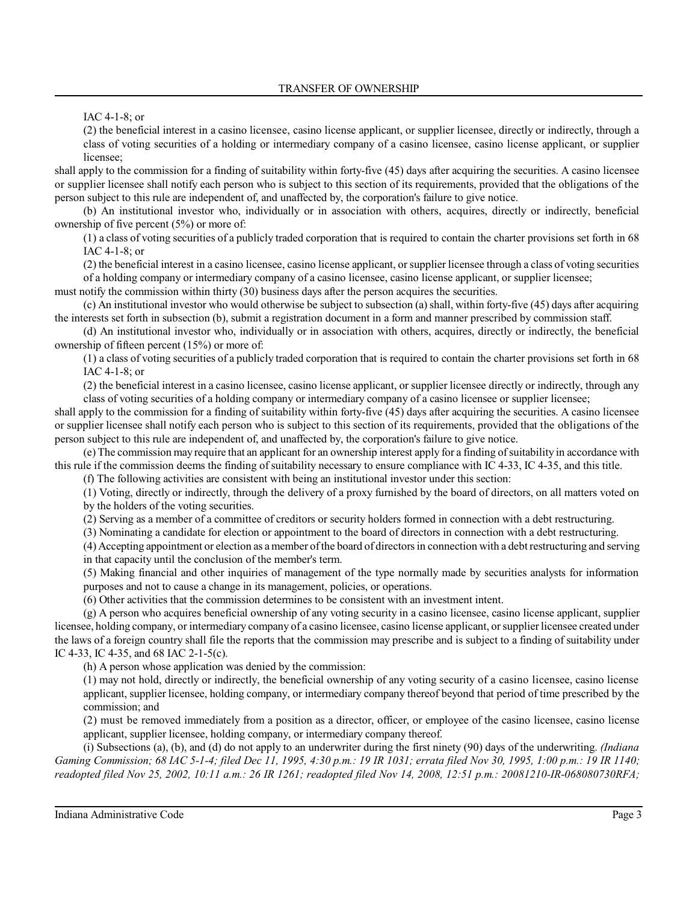IAC 4-1-8; or

(2) the beneficial interest in a casino licensee, casino license applicant, or supplier licensee, directly or indirectly, through a class of voting securities of a holding or intermediary company of a casino licensee, casino license applicant, or supplier licensee;

shall apply to the commission for a finding of suitability within forty-five (45) days after acquiring the securities. A casino licensee or supplier licensee shall notify each person who is subject to this section of its requirements, provided that the obligations of the person subject to this rule are independent of, and unaffected by, the corporation's failure to give notice.

(b) An institutional investor who, individually or in association with others, acquires, directly or indirectly, beneficial ownership of five percent (5%) or more of:

(1) a class of voting securities of a publicly traded corporation that is required to contain the charter provisions set forth in 68 IAC 4-1-8; or

(2) the beneficial interest in a casino licensee, casino license applicant, or supplier licensee through a class of voting securities of a holding company or intermediary company of a casino licensee, casino license applicant, or supplier licensee;

must notify the commission within thirty (30) business days after the person acquires the securities.

(c) An institutional investor who would otherwise be subject to subsection (a) shall, within forty-five (45) days after acquiring the interests set forth in subsection (b), submit a registration document in a form and manner prescribed by commission staff.

(d) An institutional investor who, individually or in association with others, acquires, directly or indirectly, the beneficial ownership of fifteen percent (15%) or more of:

(1) a class of voting securities of a publicly traded corporation that is required to contain the charter provisions set forth in 68 IAC 4-1-8; or

(2) the beneficial interest in a casino licensee, casino license applicant, or supplier licensee directly or indirectly, through any class of voting securities of a holding company or intermediary company of a casino licensee or supplier licensee;

shall apply to the commission for a finding of suitability within forty-five (45) days after acquiring the securities. A casino licensee or supplier licensee shall notify each person who is subject to this section of its requirements, provided that the obligations of the person subject to this rule are independent of, and unaffected by, the corporation's failure to give notice.

(e) The commission may require that an applicant for an ownership interest apply for a finding of suitability in accordance with this rule if the commission deems the finding of suitability necessary to ensure compliance with IC 4-33, IC 4-35, and this title.

(f) The following activities are consistent with being an institutional investor under this section:

(1) Voting, directly or indirectly, through the delivery of a proxy furnished by the board of directors, on all matters voted on by the holders of the voting securities.

(2) Serving as a member of a committee of creditors or security holders formed in connection with a debt restructuring.

(3) Nominating a candidate for election or appointment to the board of directors in connection with a debt restructuring.

(4) Accepting appointment or election as a member of the board of directors in connection with a debt restructuring and serving in that capacity until the conclusion of the member's term.

(5) Making financial and other inquiries of management of the type normally made by securities analysts for information purposes and not to cause a change in its management, policies, or operations.

(6) Other activities that the commission determines to be consistent with an investment intent.

(g) A person who acquires beneficial ownership of any voting security in a casino licensee, casino license applicant, supplier licensee, holding company, or intermediary company of a casino licensee, casino license applicant, or supplier licensee created under the laws of a foreign country shall file the reports that the commission may prescribe and is subject to a finding of suitability under IC 4-33, IC 4-35, and 68 IAC 2-1-5(c).

(h) A person whose application was denied by the commission:

(1) may not hold, directly or indirectly, the beneficial ownership of any voting security of a casino licensee, casino license applicant, supplier licensee, holding company, or intermediary company thereof beyond that period of time prescribed by the commission; and

(2) must be removed immediately from a position as a director, officer, or employee of the casino licensee, casino license applicant, supplier licensee, holding company, or intermediary company thereof.

(i) Subsections (a), (b), and (d) do not apply to an underwriter during the first ninety (90) days of the underwriting. *(Indiana Gaming Commission; 68 IAC 5-1-4; filed Dec 11, 1995, 4:30 p.m.: 19 IR 1031; errata filed Nov 30, 1995, 1:00 p.m.: 19 IR 1140; readopted filed Nov 25, 2002, 10:11 a.m.: 26 IR 1261; readopted filed Nov 14, 2008, 12:51 p.m.: 20081210-IR-068080730RFA;*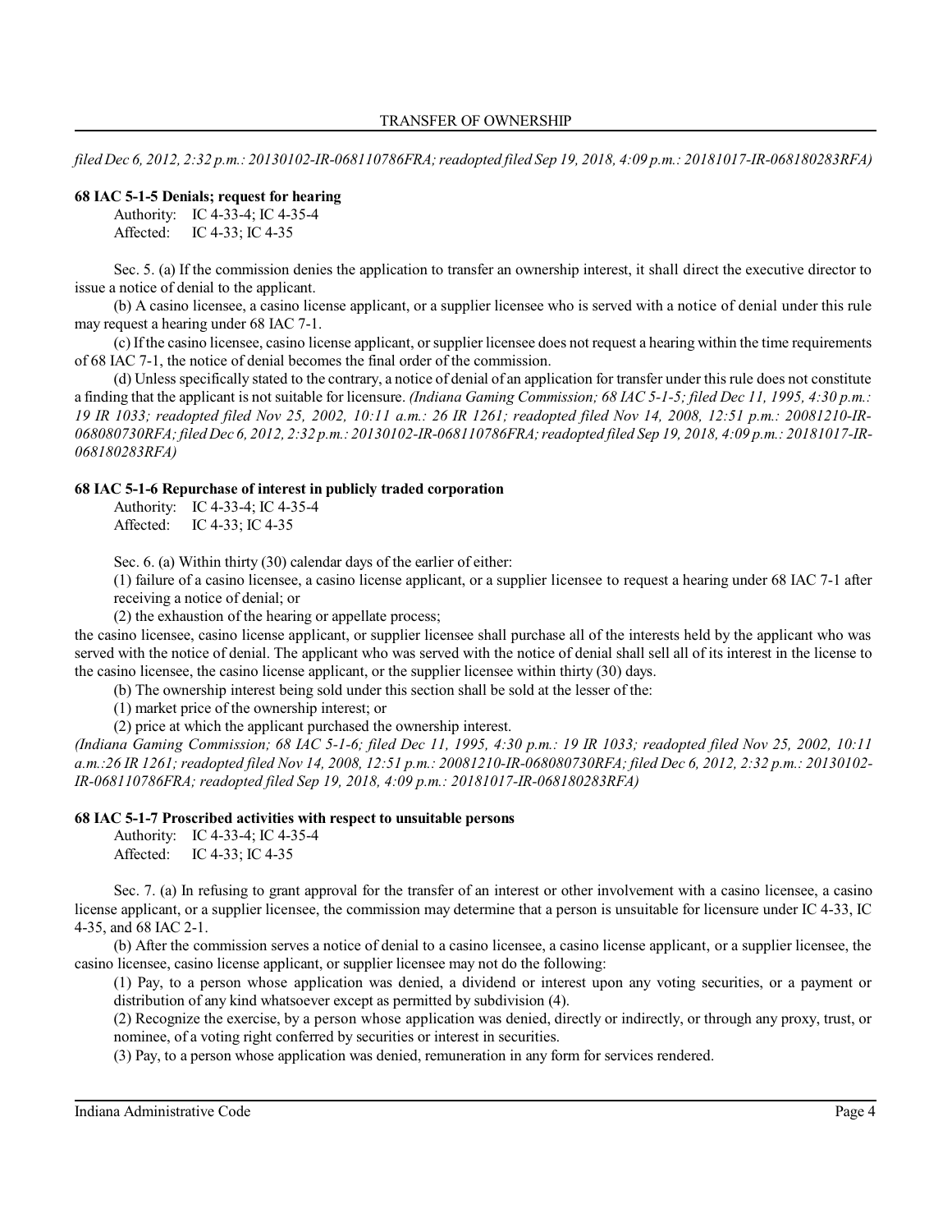*filed Dec 6, 2012, 2:32 p.m.: 20130102-IR-068110786FRA; readopted filed Sep 19, 2018, 4:09 p.m.: 20181017-IR-068180283RFA)*

**68 IAC 5-1-5 Denials; request for hearing**

Authority: IC 4-33-4; IC 4-35-4
Affected: IC 4-33; IC 4-35

Sec. 5. (a) If the commission denies the application to transfer an ownership interest, it shall direct the executive director to issue a notice of denial to the applicant.

(b) A casino licensee, a casino license applicant, or a supplier licensee who is served with a notice of denial under this rule may request a hearing under 68 IAC 7-1.

(c) If the casino licensee, casino license applicant, or supplier licensee does not request a hearing within the time requirements of 68 IAC 7-1, the notice of denial becomes the final order of the commission.

(d) Unless specifically stated to the contrary, a notice of denial of an application for transfer under this rule does not constitute a finding that the applicant is not suitable for licensure. *(Indiana Gaming Commission; 68 IAC 5-1-5; filed Dec 11, 1995, 4:30 p.m.: 19 IR 1033; readopted filed Nov 25, 2002, 10:11 a.m.: 26 IR 1261; readopted filed Nov 14, 2008, 12:51 p.m.: 20081210-IR-068080730RFA; filed Dec 6, 2012, 2:32 p.m.: 20130102-IR-068110786FRA; readopted filed Sep 19, 2018, 4:09 p.m.: 20181017-IR-068180283RFA)*

**68 IAC 5-1-6 Repurchase of interest in publicly traded corporation**

Authority: IC 4-33-4; IC 4-35-4
Affected: IC 4-33; IC 4-35

Sec. 6. (a) Within thirty (30) calendar days of the earlier of either:

(1) failure of a casino licensee, a casino license applicant, or a supplier licensee to request a hearing under 68 IAC 7-1 after receiving a notice of denial; or

(2) the exhaustion of the hearing or appellate process;

the casino licensee, casino license applicant, or supplier licensee shall purchase all of the interests held by the applicant who was served with the notice of denial. The applicant who was served with the notice of denial shall sell all of its interest in the license to the casino licensee, the casino license applicant, or the supplier licensee within thirty (30) days.

(b) The ownership interest being sold under this section shall be sold at the lesser of the:

(1) market price of the ownership interest; or

(2) price at which the applicant purchased the ownership interest.

*(Indiana Gaming Commission; 68 IAC 5-1-6; filed Dec 11, 1995, 4:30 p.m.: 19 IR 1033; readopted filed Nov 25, 2002, 10:11 a.m.:26 IR 1261; readopted filed Nov 14, 2008, 12:51 p.m.: 20081210-IR-068080730RFA; filed Dec 6, 2012, 2:32 p.m.: 20130102-IR-068110786FRA; readopted filed Sep 19, 2018, 4:09 p.m.: 20181017-IR-068180283RFA)*

**68 IAC 5-1-7 Proscribed activities with respect to unsuitable persons**

Authority: IC 4-33-4; IC 4-35-4
Affected: IC 4-33; IC 4-35

Sec. 7. (a) In refusing to grant approval for the transfer of an interest or other involvement with a casino licensee, a casino license applicant, or a supplier licensee, the commission may determine that a person is unsuitable for licensure under IC 4-33, IC 4-35, and 68 IAC 2-1.

(b) After the commission serves a notice of denial to a casino licensee, a casino license applicant, or a supplier licensee, the casino licensee, casino license applicant, or supplier licensee may not do the following:

(1) Pay, to a person whose application was denied, a dividend or interest upon any voting securities, or a payment or distribution of any kind whatsoever except as permitted by subdivision (4).

(2) Recognize the exercise, by a person whose application was denied, directly or indirectly, or through any proxy, trust, or nominee, of a voting right conferred by securities or interest in securities.

(3) Pay, to a person whose application was denied, remuneration in any form for services rendered.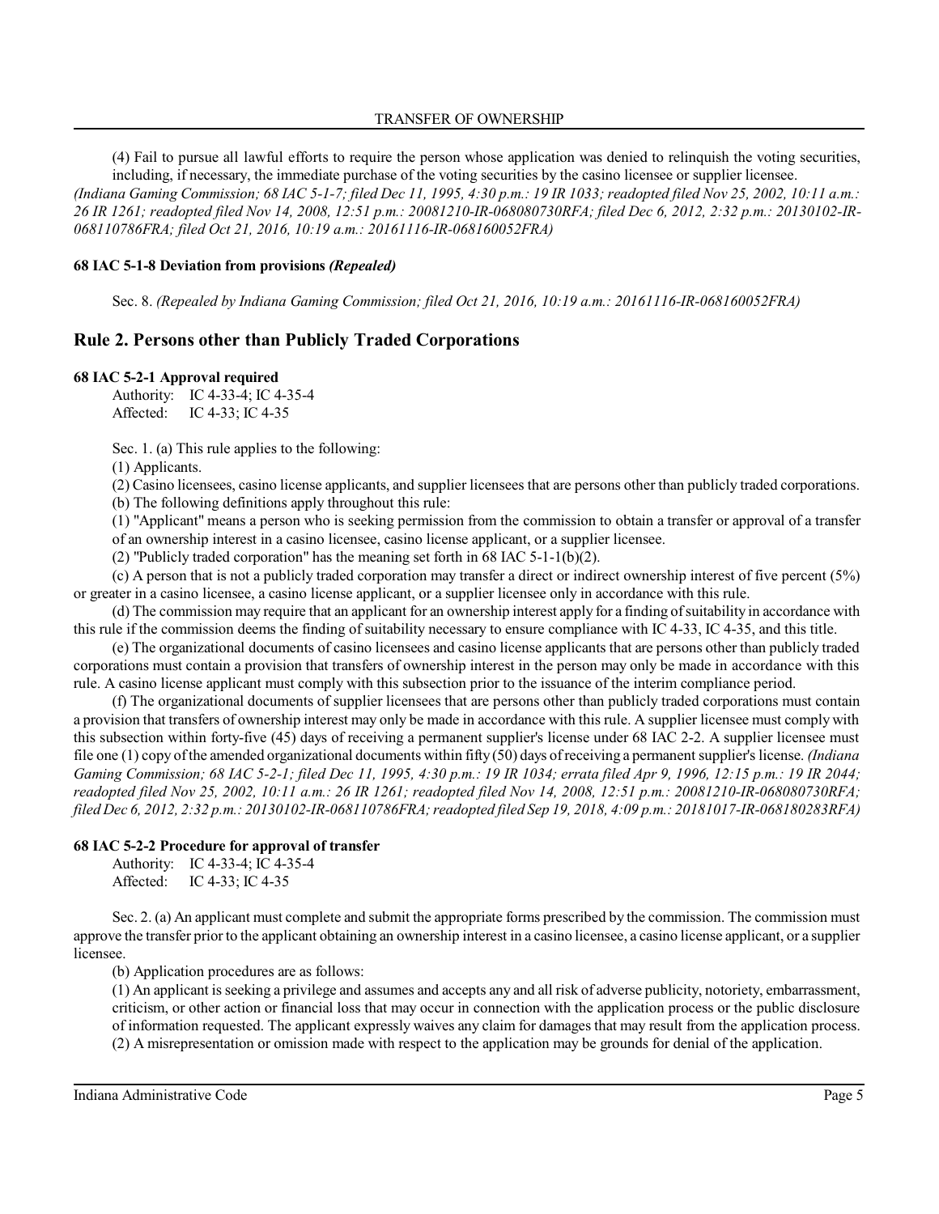(4) Fail to pursue all lawful efforts to require the person whose application was denied to relinquish the voting securities, including, if necessary, the immediate purchase of the voting securities by the casino licensee or supplier licensee.

*(Indiana Gaming Commission; 68 IAC 5-1-7; filed Dec 11, 1995, 4:30 p.m.: 19 IR 1033; readopted filed Nov 25, 2002, 10:11 a.m.: 26 IR 1261; readopted filed Nov 14, 2008, 12:51 p.m.: 20081210-IR-068080730RFA; filed Dec 6, 2012, 2:32 p.m.: 20130102-IR-068110786FRA; filed Oct 21, 2016, 10:19 a.m.: 20161116-IR-068160052FRA)*

**68 IAC 5-1-8 Deviation from provisions *(Repealed)***

Sec. 8. *(Repealed by Indiana Gaming Commission; filed Oct 21, 2016, 10:19 a.m.: 20161116-IR-068160052FRA)*

## Rule 2. Persons other than Publicly Traded Corporations

**68 IAC 5-2-1 Approval required**

Authority: IC 4-33-4; IC 4-35-4
Affected: IC 4-33; IC 4-35

Sec. 1. (a) This rule applies to the following:

(1) Applicants.

(2) Casino licensees, casino license applicants, and supplier licensees that are persons other than publicly traded corporations.

(b) The following definitions apply throughout this rule:

(1) "Applicant" means a person who is seeking permission from the commission to obtain a transfer or approval of a transfer of an ownership interest in a casino licensee, casino license applicant, or a supplier licensee.

(2) "Publicly traded corporation" has the meaning set forth in 68 IAC 5-1-1(b)(2).

(c) A person that is not a publicly traded corporation may transfer a direct or indirect ownership interest of five percent (5%) or greater in a casino licensee, a casino license applicant, or a supplier licensee only in accordance with this rule.

(d) The commission may require that an applicant for an ownership interest apply for a finding of suitability in accordance with this rule if the commission deems the finding of suitability necessary to ensure compliance with IC 4-33, IC 4-35, and this title.

(e) The organizational documents of casino licensees and casino license applicants that are persons other than publicly traded corporations must contain a provision that transfers of ownership interest in the person may only be made in accordance with this rule. A casino license applicant must comply with this subsection prior to the issuance of the interim compliance period.

(f) The organizational documents of supplier licensees that are persons other than publicly traded corporations must contain a provision that transfers of ownership interest may only be made in accordance with this rule. A supplier licensee must comply with this subsection within forty-five (45) days of receiving a permanent supplier's license under 68 IAC 2-2. A supplier licensee must file one (1) copy of the amended organizational documents within fifty (50) days of receiving a permanent supplier's license. *(Indiana Gaming Commission; 68 IAC 5-2-1; filed Dec 11, 1995, 4:30 p.m.: 19 IR 1034; errata filed Apr 9, 1996, 12:15 p.m.: 19 IR 2044; readopted filed Nov 25, 2002, 10:11 a.m.: 26 IR 1261; readopted filed Nov 14, 2008, 12:51 p.m.: 20081210-IR-068080730RFA; filed Dec 6, 2012, 2:32 p.m.: 20130102-IR-068110786FRA; readopted filed Sep 19, 2018, 4:09 p.m.: 20181017-IR-068180283RFA)*

**68 IAC 5-2-2 Procedure for approval of transfer**

Authority: IC 4-33-4; IC 4-35-4
Affected: IC 4-33; IC 4-35

Sec. 2. (a) An applicant must complete and submit the appropriate forms prescribed by the commission. The commission must approve the transfer prior to the applicant obtaining an ownership interest in a casino licensee, a casino license applicant, or a supplier licensee.

(b) Application procedures are as follows:

(1) An applicant is seeking a privilege and assumes and accepts any and all risk of adverse publicity, notoriety, embarrassment, criticism, or other action or financial loss that may occur in connection with the application process or the public disclosure of information requested. The applicant expressly waives any claim for damages that may result from the application process.

(2) A misrepresentation or omission made with respect to the application may be grounds for denial of the application.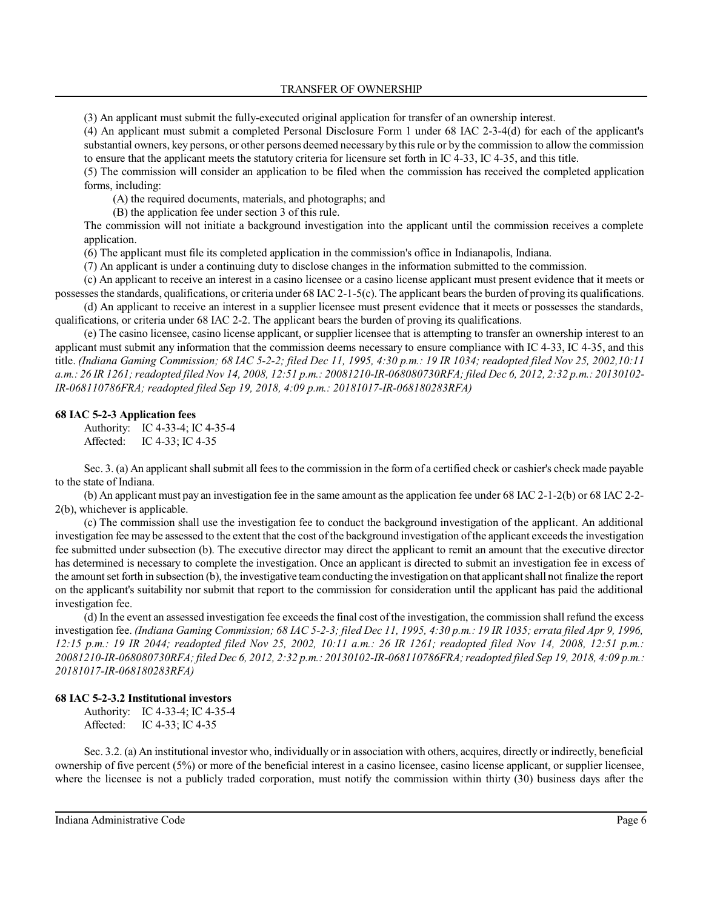(3) An applicant must submit the fully-executed original application for transfer of an ownership interest.

(4) An applicant must submit a completed Personal Disclosure Form 1 under 68 IAC 2-3-4(d) for each of the applicant's substantial owners, key persons, or other persons deemed necessary by this rule or by the commission to allow the commission to ensure that the applicant meets the statutory criteria for licensure set forth in IC 4-33, IC 4-35, and this title.

(5) The commission will consider an application to be filed when the commission has received the completed application forms, including:

(A) the required documents, materials, and photographs; and

(B) the application fee under section 3 of this rule.

The commission will not initiate a background investigation into the applicant until the commission receives a complete application.

(6) The applicant must file its completed application in the commission's office in Indianapolis, Indiana.

(7) An applicant is under a continuing duty to disclose changes in the information submitted to the commission.

(c) An applicant to receive an interest in a casino licensee or a casino license applicant must present evidence that it meets or possesses the standards, qualifications, or criteria under 68 IAC 2-1-5(c). The applicant bears the burden of proving its qualifications.

(d) An applicant to receive an interest in a supplier licensee must present evidence that it meets or possesses the standards, qualifications, or criteria under 68 IAC 2-2. The applicant bears the burden of proving its qualifications.

(e) The casino licensee, casino license applicant, or supplier licensee that is attempting to transfer an ownership interest to an applicant must submit any information that the commission deems necessary to ensure compliance with IC 4-33, IC 4-35, and this title. *(Indiana Gaming Commission; 68 IAC 5-2-2; filed Dec 11, 1995, 4:30 p.m.: 19 IR 1034; readopted filed Nov 25, 2002,10:11 a.m.: 26 IR 1261; readopted filed Nov 14, 2008, 12:51 p.m.: 20081210-IR-068080730RFA; filed Dec 6, 2012, 2:32 p.m.: 20130102-IR-068110786FRA; readopted filed Sep 19, 2018, 4:09 p.m.: 20181017-IR-068180283RFA)*

**68 IAC 5-2-3 Application fees**

Authority: IC 4-33-4; IC 4-35-4
Affected: IC 4-33; IC 4-35

Sec. 3. (a) An applicant shall submit all fees to the commission in the form of a certified check or cashier's check made payable to the state of Indiana.

(b) An applicant must pay an investigation fee in the same amount as the application fee under 68 IAC 2-1-2(b) or 68 IAC 2-2-2(b), whichever is applicable.

(c) The commission shall use the investigation fee to conduct the background investigation of the applicant. An additional investigation fee may be assessed to the extent that the cost of the background investigation of the applicant exceeds the investigation fee submitted under subsection (b). The executive director may direct the applicant to remit an amount that the executive director has determined is necessary to complete the investigation. Once an applicant is directed to submit an investigation fee in excess of the amount set forth in subsection (b), the investigative team conducting the investigation on that applicant shall not finalize the report on the applicant's suitability nor submit that report to the commission for consideration until the applicant has paid the additional investigation fee.

(d) In the event an assessed investigation fee exceeds the final cost of the investigation, the commission shall refund the excess investigation fee. *(Indiana Gaming Commission; 68 IAC 5-2-3; filed Dec 11, 1995, 4:30 p.m.: 19 IR 1035; errata filed Apr 9, 1996, 12:15 p.m.: 19 IR 2044; readopted filed Nov 25, 2002, 10:11 a.m.: 26 IR 1261; readopted filed Nov 14, 2008, 12:51 p.m.: 20081210-IR-068080730RFA; filed Dec 6, 2012, 2:32 p.m.: 20130102-IR-068110786FRA; readopted filed Sep 19, 2018, 4:09 p.m.: 20181017-IR-068180283RFA)*

**68 IAC 5-2-3.2 Institutional investors**

Authority: IC 4-33-4; IC 4-35-4
Affected: IC 4-33; IC 4-35

Sec. 3.2. (a) An institutional investor who, individually or in association with others, acquires, directly or indirectly, beneficial ownership of five percent (5%) or more of the beneficial interest in a casino licensee, casino license applicant, or supplier licensee, where the licensee is not a publicly traded corporation, must notify the commission within thirty (30) business days after the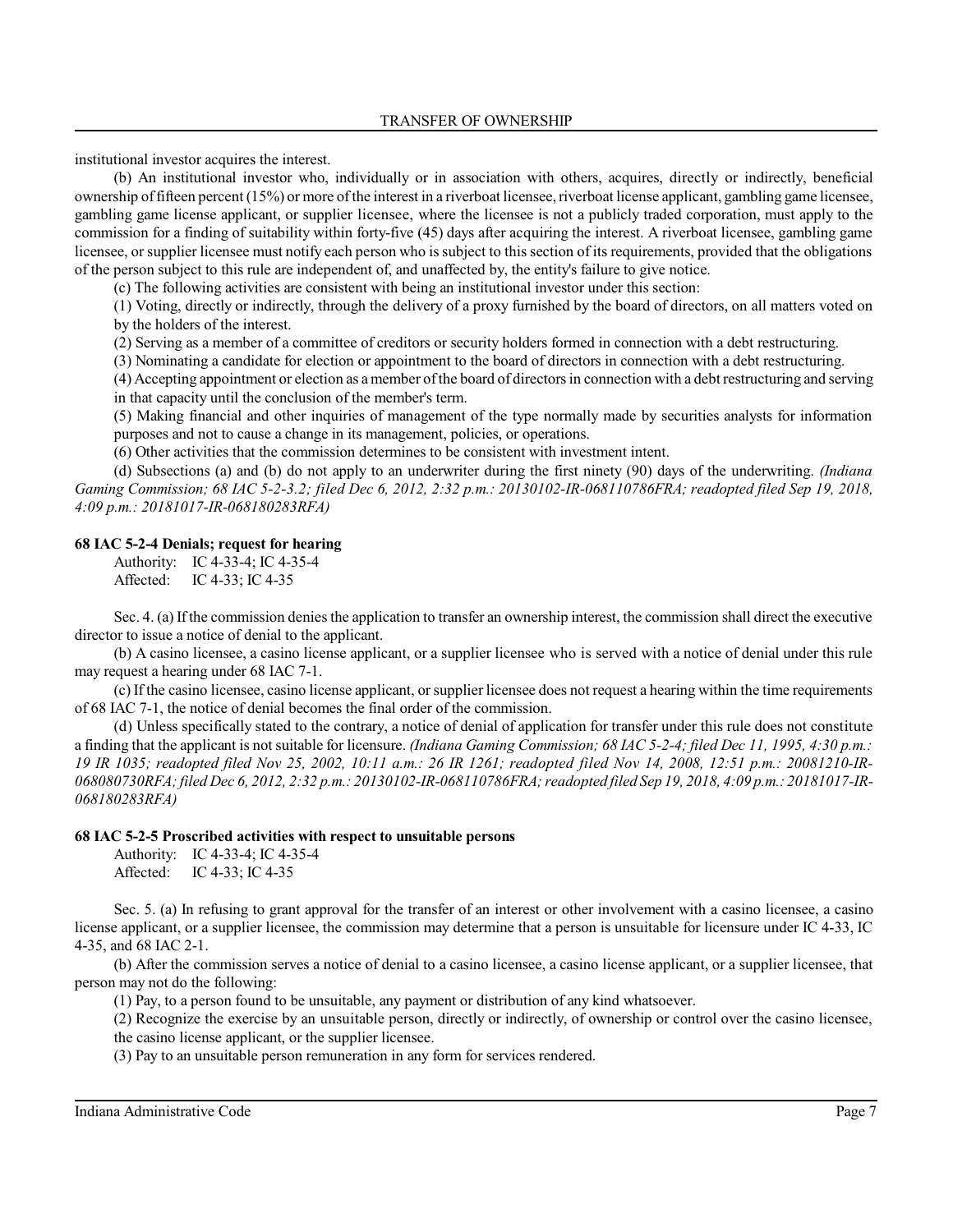institutional investor acquires the interest.

(b) An institutional investor who, individually or in association with others, acquires, directly or indirectly, beneficial ownership of fifteen percent (15%) or more of the interest in a riverboat licensee, riverboat license applicant, gambling game licensee, gambling game license applicant, or supplier licensee, where the licensee is not a publicly traded corporation, must apply to the commission for a finding of suitability within forty-five (45) days after acquiring the interest. A riverboat licensee, gambling game licensee, or supplier licensee must notify each person who is subject to this section of its requirements, provided that the obligations of the person subject to this rule are independent of, and unaffected by, the entity's failure to give notice.

(c) The following activities are consistent with being an institutional investor under this section:

(1) Voting, directly or indirectly, through the delivery of a proxy furnished by the board of directors, on all matters voted on by the holders of the interest.

(2) Serving as a member of a committee of creditors or security holders formed in connection with a debt restructuring.

(3) Nominating a candidate for election or appointment to the board of directors in connection with a debt restructuring.

(4) Accepting appointment or election as a member of the board of directors in connection with a debt restructuring and serving in that capacity until the conclusion of the member's term.

(5) Making financial and other inquiries of management of the type normally made by securities analysts for information purposes and not to cause a change in its management, policies, or operations.

(6) Other activities that the commission determines to be consistent with investment intent.

(d) Subsections (a) and (b) do not apply to an underwriter during the first ninety (90) days of the underwriting. *(Indiana Gaming Commission; 68 IAC 5-2-3.2; filed Dec 6, 2012, 2:32 p.m.: 20130102-IR-068110786FRA; readopted filed Sep 19, 2018, 4:09 p.m.: 20181017-IR-068180283RFA)*

**68 IAC 5-2-4 Denials; request for hearing**

Authority: IC 4-33-4; IC 4-35-4
Affected: IC 4-33; IC 4-35

Sec. 4. (a) If the commission denies the application to transfer an ownership interest, the commission shall direct the executive director to issue a notice of denial to the applicant.

(b) A casino licensee, a casino license applicant, or a supplier licensee who is served with a notice of denial under this rule may request a hearing under 68 IAC 7-1.

(c) If the casino licensee, casino license applicant, or supplier licensee does not request a hearing within the time requirements of 68 IAC 7-1, the notice of denial becomes the final order of the commission.

(d) Unless specifically stated to the contrary, a notice of denial of application for transfer under this rule does not constitute a finding that the applicant is not suitable for licensure. *(Indiana Gaming Commission; 68 IAC 5-2-4; filed Dec 11, 1995, 4:30 p.m.: 19 IR 1035; readopted filed Nov 25, 2002, 10:11 a.m.: 26 IR 1261; readopted filed Nov 14, 2008, 12:51 p.m.: 20081210-IR-068080730RFA; filed Dec 6, 2012, 2:32 p.m.: 20130102-IR-068110786FRA; readopted filed Sep 19, 2018, 4:09 p.m.: 20181017-IR-068180283RFA)*

**68 IAC 5-2-5 Proscribed activities with respect to unsuitable persons**

Authority: IC 4-33-4; IC 4-35-4
Affected: IC 4-33; IC 4-35

Sec. 5. (a) In refusing to grant approval for the transfer of an interest or other involvement with a casino licensee, a casino license applicant, or a supplier licensee, the commission may determine that a person is unsuitable for licensure under IC 4-33, IC 4-35, and 68 IAC 2-1.

(b) After the commission serves a notice of denial to a casino licensee, a casino license applicant, or a supplier licensee, that person may not do the following:

(1) Pay, to a person found to be unsuitable, any payment or distribution of any kind whatsoever.

(2) Recognize the exercise by an unsuitable person, directly or indirectly, of ownership or control over the casino licensee, the casino license applicant, or the supplier licensee.

(3) Pay to an unsuitable person remuneration in any form for services rendered.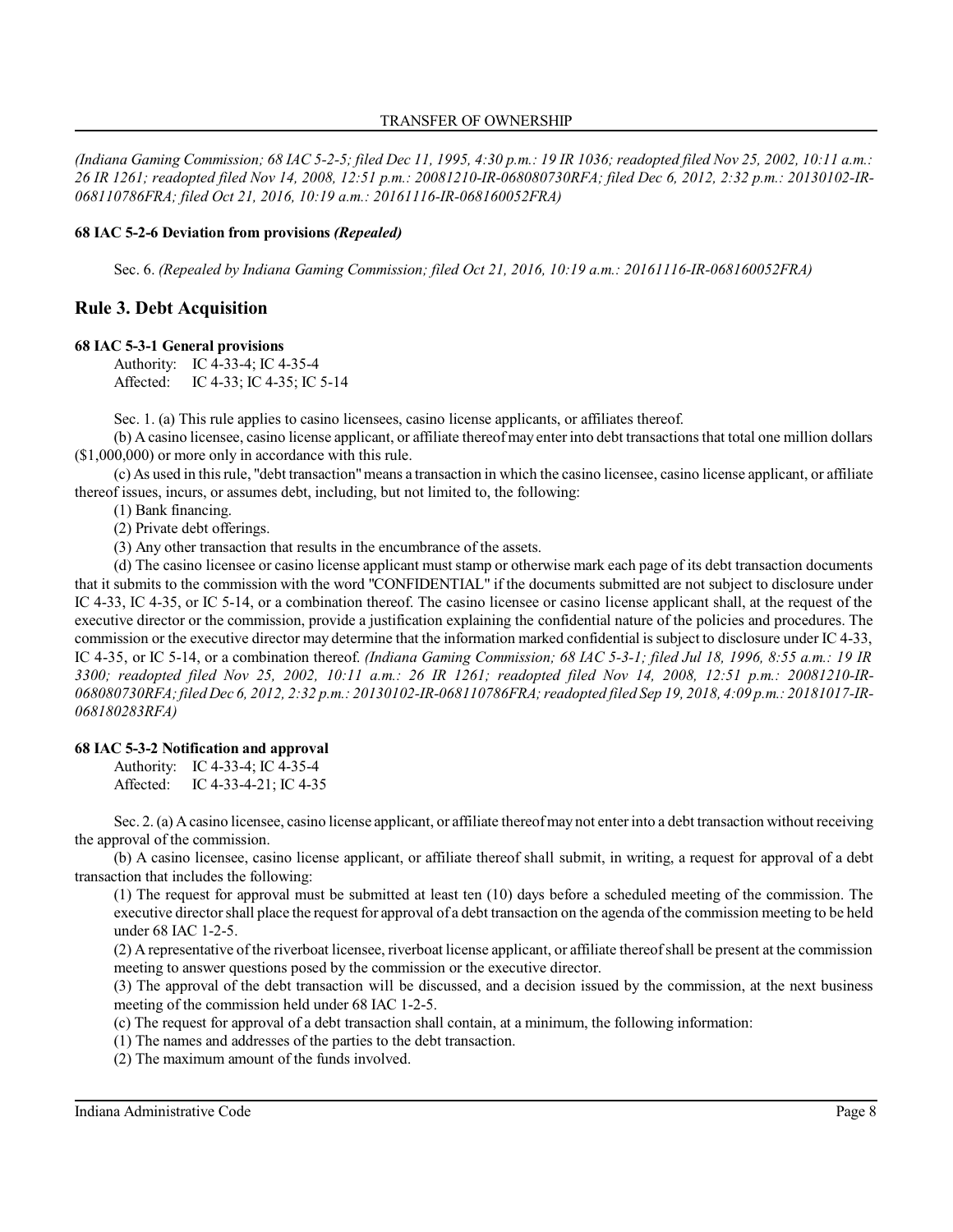*(Indiana Gaming Commission; 68 IAC 5-2-5; filed Dec 11, 1995, 4:30 p.m.: 19 IR 1036; readopted filed Nov 25, 2002, 10:11 a.m.: 26 IR 1261; readopted filed Nov 14, 2008, 12:51 p.m.: 20081210-IR-068080730RFA; filed Dec 6, 2012, 2:32 p.m.: 20130102-IR-068110786FRA; filed Oct 21, 2016, 10:19 a.m.: 20161116-IR-068160052FRA)*

**68 IAC 5-2-6 Deviation from provisions *(Repealed)***

Sec. 6. *(Repealed by Indiana Gaming Commission; filed Oct 21, 2016, 10:19 a.m.: 20161116-IR-068160052FRA)*

## Rule 3. Debt Acquisition

**68 IAC 5-3-1 General provisions**

Authority: IC 4-33-4; IC 4-35-4
Affected: IC 4-33; IC 4-35; IC 5-14

Sec. 1. (a) This rule applies to casino licensees, casino license applicants, or affiliates thereof.

(b) A casino licensee, casino license applicant, or affiliate thereof may enter into debt transactions that total one million dollars ($1,000,000) or more only in accordance with this rule.

(c) As used in this rule, "debt transaction" means a transaction in which the casino licensee, casino license applicant, or affiliate thereof issues, incurs, or assumes debt, including, but not limited to, the following:

(1) Bank financing.

(2) Private debt offerings.

(3) Any other transaction that results in the encumbrance of the assets.

(d) The casino licensee or casino license applicant must stamp or otherwise mark each page of its debt transaction documents that it submits to the commission with the word "CONFIDENTIAL" if the documents submitted are not subject to disclosure under IC 4-33, IC 4-35, or IC 5-14, or a combination thereof. The casino licensee or casino license applicant shall, at the request of the executive director or the commission, provide a justification explaining the confidential nature of the policies and procedures. The commission or the executive director may determine that the information marked confidential is subject to disclosure under IC 4-33, IC 4-35, or IC 5-14, or a combination thereof. *(Indiana Gaming Commission; 68 IAC 5-3-1; filed Jul 18, 1996, 8:55 a.m.: 19 IR 3300; readopted filed Nov 25, 2002, 10:11 a.m.: 26 IR 1261; readopted filed Nov 14, 2008, 12:51 p.m.: 20081210-IR-068080730RFA; filed Dec 6, 2012, 2:32 p.m.: 20130102-IR-068110786FRA; readopted filed Sep 19, 2018, 4:09 p.m.: 20181017-IR-068180283RFA)*

**68 IAC 5-3-2 Notification and approval**

Authority: IC 4-33-4; IC 4-35-4
Affected: IC 4-33-4-21; IC 4-35

Sec. 2. (a) A casino licensee, casino license applicant, or affiliate thereof may not enter into a debt transaction without receiving the approval of the commission.

(b) A casino licensee, casino license applicant, or affiliate thereof shall submit, in writing, a request for approval of a debt transaction that includes the following:

(1) The request for approval must be submitted at least ten (10) days before a scheduled meeting of the commission. The executive director shall place the request for approval of a debt transaction on the agenda of the commission meeting to be held under 68 IAC 1-2-5.

(2) A representative of the riverboat licensee, riverboat license applicant, or affiliate thereof shall be present at the commission meeting to answer questions posed by the commission or the executive director.

(3) The approval of the debt transaction will be discussed, and a decision issued by the commission, at the next business meeting of the commission held under 68 IAC 1-2-5.

(c) The request for approval of a debt transaction shall contain, at a minimum, the following information:

(1) The names and addresses of the parties to the debt transaction.

(2) The maximum amount of the funds involved.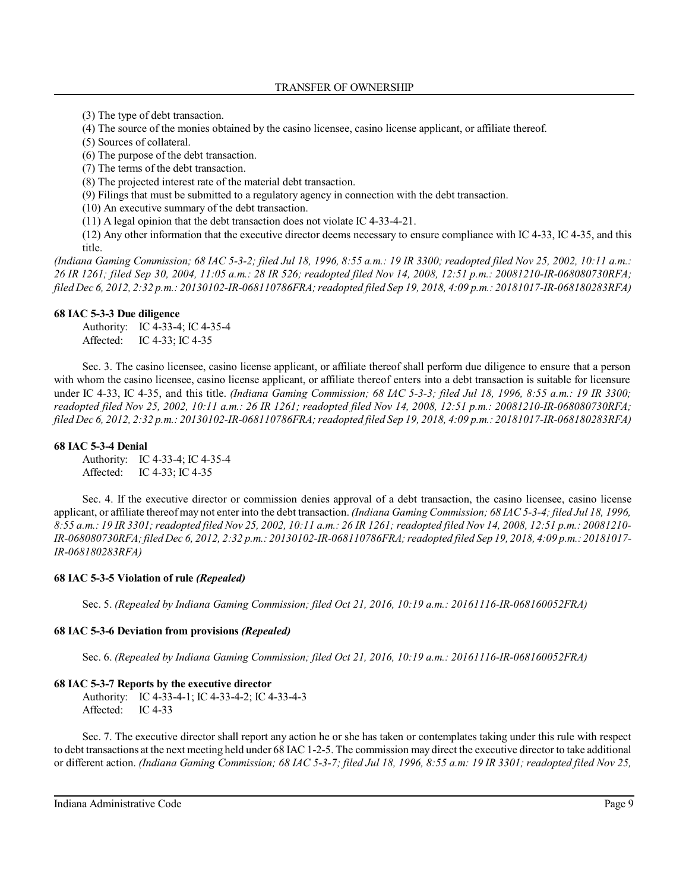(3) The type of debt transaction.

(4) The source of the monies obtained by the casino licensee, casino license applicant, or affiliate thereof.

(5) Sources of collateral.

(6) The purpose of the debt transaction.

(7) The terms of the debt transaction.

(8) The projected interest rate of the material debt transaction.

(9) Filings that must be submitted to a regulatory agency in connection with the debt transaction.

(10) An executive summary of the debt transaction.

(11) A legal opinion that the debt transaction does not violate IC 4-33-4-21.

(12) Any other information that the executive director deems necessary to ensure compliance with IC 4-33, IC 4-35, and this title.

*(Indiana Gaming Commission; 68 IAC 5-3-2; filed Jul 18, 1996, 8:55 a.m.: 19 IR 3300; readopted filed Nov 25, 2002, 10:11 a.m.: 26 IR 1261; filed Sep 30, 2004, 11:05 a.m.: 28 IR 526; readopted filed Nov 14, 2008, 12:51 p.m.: 20081210-IR-068080730RFA; filed Dec 6, 2012, 2:32 p.m.: 20130102-IR-068110786FRA; readopted filed Sep 19, 2018, 4:09 p.m.: 20181017-IR-068180283RFA)*

**68 IAC 5-3-3 Due diligence**

Authority: IC 4-33-4; IC 4-35-4
Affected: IC 4-33; IC 4-35

Sec. 3. The casino licensee, casino license applicant, or affiliate thereof shall perform due diligence to ensure that a person with whom the casino licensee, casino license applicant, or affiliate thereof enters into a debt transaction is suitable for licensure under IC 4-33, IC 4-35, and this title. *(Indiana Gaming Commission; 68 IAC 5-3-3; filed Jul 18, 1996, 8:55 a.m.: 19 IR 3300; readopted filed Nov 25, 2002, 10:11 a.m.: 26 IR 1261; readopted filed Nov 14, 2008, 12:51 p.m.: 20081210-IR-068080730RFA; filed Dec 6, 2012, 2:32 p.m.: 20130102-IR-068110786FRA; readopted filed Sep 19, 2018, 4:09 p.m.: 20181017-IR-068180283RFA)*

**68 IAC 5-3-4 Denial**

Authority: IC 4-33-4; IC 4-35-4
Affected: IC 4-33; IC 4-35

Sec. 4. If the executive director or commission denies approval of a debt transaction, the casino licensee, casino license applicant, or affiliate thereof may not enter into the debt transaction. *(Indiana Gaming Commission; 68 IAC 5-3-4; filed Jul 18, 1996, 8:55 a.m.: 19 IR 3301; readopted filed Nov 25, 2002, 10:11 a.m.: 26 IR 1261; readopted filed Nov 14, 2008, 12:51 p.m.: 20081210-IR-068080730RFA; filed Dec 6, 2012, 2:32 p.m.: 20130102-IR-068110786FRA; readopted filed Sep 19, 2018, 4:09 p.m.: 20181017-IR-068180283RFA)*

**68 IAC 5-3-5 Violation of rule *(Repealed)***

Sec. 5. *(Repealed by Indiana Gaming Commission; filed Oct 21, 2016, 10:19 a.m.: 20161116-IR-068160052FRA)*

**68 IAC 5-3-6 Deviation from provisions *(Repealed)***

Sec. 6. *(Repealed by Indiana Gaming Commission; filed Oct 21, 2016, 10:19 a.m.: 20161116-IR-068160052FRA)*

**68 IAC 5-3-7 Reports by the executive director**

Authority: IC 4-33-4-1; IC 4-33-4-2; IC 4-33-4-3
Affected: IC 4-33

Sec. 7. The executive director shall report any action he or she has taken or contemplates taking under this rule with respect to debt transactions at the next meeting held under 68 IAC 1-2-5. The commission may direct the executive director to take additional or different action. *(Indiana Gaming Commission; 68 IAC 5-3-7; filed Jul 18, 1996, 8:55 a.m: 19 IR 3301; readopted filed Nov 25,*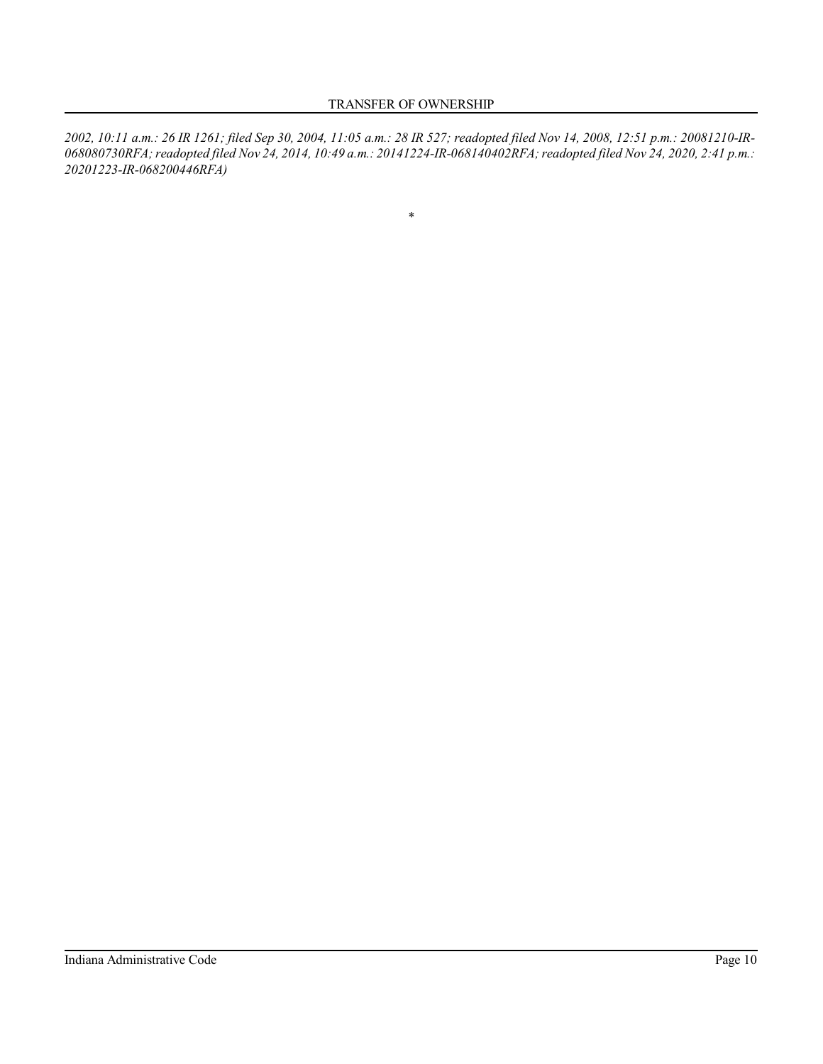*2002, 10:11 a.m.: 26 IR 1261; filed Sep 30, 2004, 11:05 a.m.: 28 IR 527; readopted filed Nov 14, 2008, 12:51 p.m.: 20081210-IR-068080730RFA; readopted filed Nov 24, 2014, 10:49 a.m.: 20141224-IR-068140402RFA; readopted filed Nov 24, 2020, 2:41 p.m.: 20201223-IR-068200446RFA)*

*